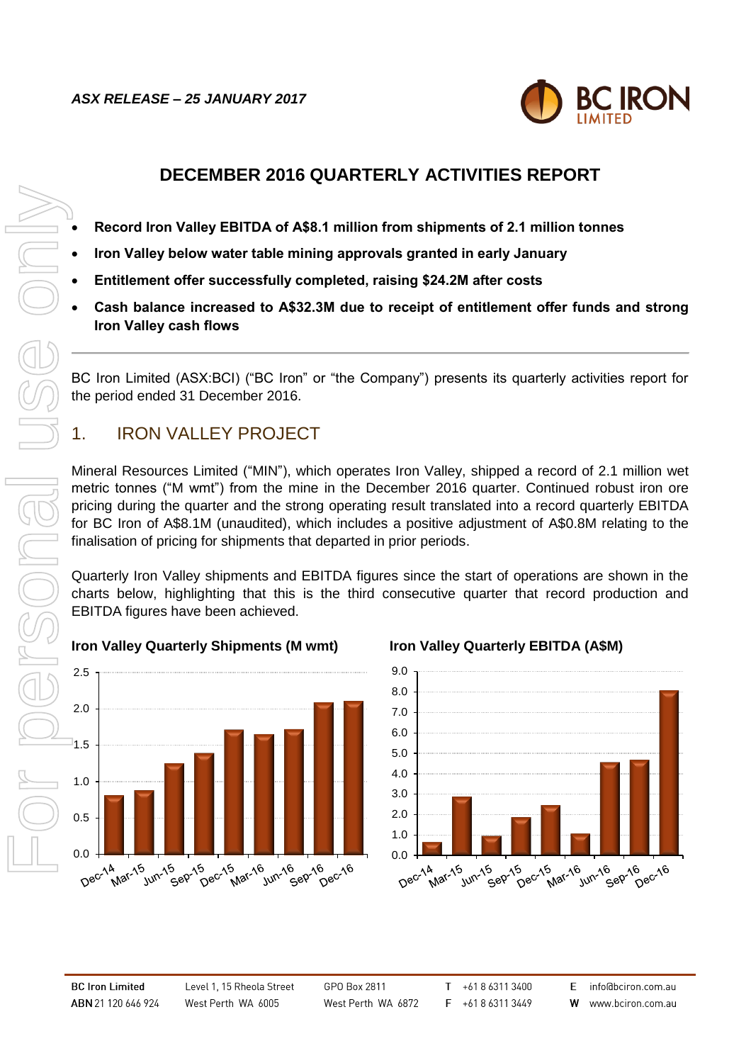*ASX RELEASE – 25 JANUARY 2017*

# DECEMBER 2016 QUARTERLY ACTIVITIES REPORT

- **Record Iron Valley EBITDA of A$8.1 million from shipments of 2.1 million tonnes**
- **Iron Valley below water table mining approvals granted in early January**
- **Entitlement offer successfully completed, raising $24.2M after costs**
- **Cash balance increased to A$32.3M due to receipt of entitlement offer funds and strong Iron Valley cash flows**

BC Iron Limited (ASX:BCI) ("BC Iron" or "the Company") presents its quarterly activities report for the period ended 31 December 2016.

## 1. IRON VALLEY PROJECT

Mineral Resources Limited ("MIN"), which operates Iron Valley, shipped a record of 2.1 million wet metric tonnes ("M wmt") from the mine in the December 2016 quarter. Continued robust iron ore pricing during the quarter and the strong operating result translated into a record quarterly EBITDA for BC Iron of A$8.1M (unaudited), which includes a positive adjustment of A$0.8M relating to the finalisation of pricing for shipments that departed in prior periods.

Quarterly Iron Valley shipments and EBITDA figures since the start of operations are shown in the charts below, highlighting that this is the third consecutive quarter that record production and EBITDA figures have been achieved.

**Iron Valley Quarterly Shipments (M wmt)**

**Iron Valley Quarterly EBITDA (A$M)**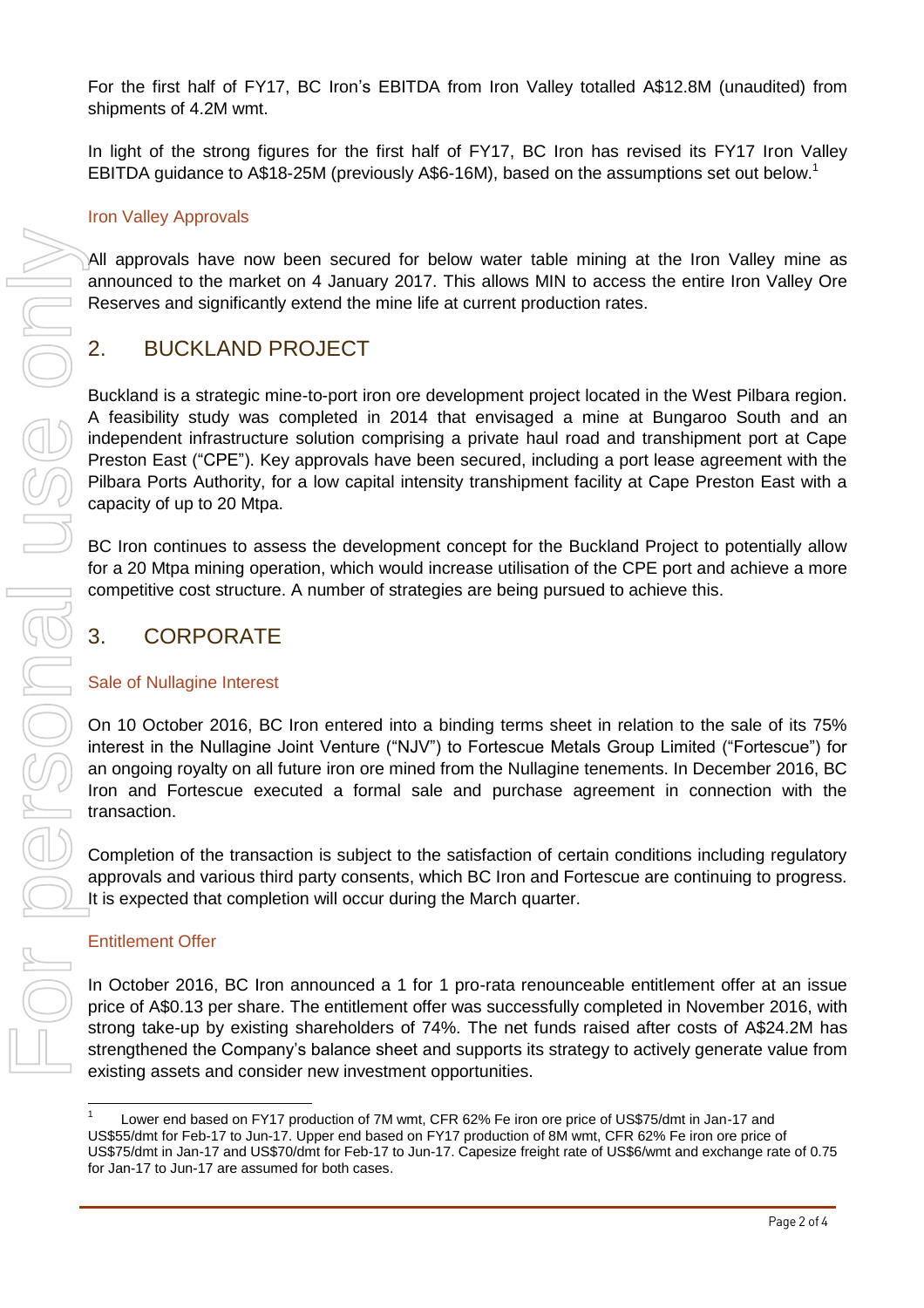For the first half of FY17, BC Iron's EBITDA from Iron Valley totalled A$12.8M (unaudited) from shipments of 4.2M wmt.

In light of the strong figures for the first half of FY17, BC Iron has revised its FY17 Iron Valley EBITDA guidance to A$18-25M (previously A$6-16M), based on the assumptions set out below.[1]

### Iron Valley Approvals

All approvals have now been secured for below water table mining at the Iron Valley mine as announced to the market on 4 January 2017. This allows MIN to access the entire Iron Valley Ore Reserves and significantly extend the mine life at current production rates.

## 2. BUCKLAND PROJECT

Buckland is a strategic mine-to-port iron ore development project located in the West Pilbara region. A feasibility study was completed in 2014 that envisaged a mine at Bungaroo South and an independent infrastructure solution comprising a private haul road and transhipment port at Cape Preston East ("CPE"). Key approvals have been secured, including a port lease agreement with the Pilbara Ports Authority, for a low capital intensity transhipment facility at Cape Preston East with a capacity of up to 20 Mtpa.

BC Iron continues to assess the development concept for the Buckland Project to potentially allow for a 20 Mtpa mining operation, which would increase utilisation of the CPE port and achieve a more competitive cost structure. A number of strategies are being pursued to achieve this.

## 3. CORPORATE

### Sale of Nullagine Interest

On 10 October 2016, BC Iron entered into a binding terms sheet in relation to the sale of its 75% interest in the Nullagine Joint Venture ("NJV") to Fortescue Metals Group Limited ("Fortescue") for an ongoing royalty on all future iron ore mined from the Nullagine tenements. In December 2016, BC Iron and Fortescue executed a formal sale and purchase agreement in connection with the transaction.

Completion of the transaction is subject to the satisfaction of certain conditions including regulatory approvals and various third party consents, which BC Iron and Fortescue are continuing to progress. It is expected that completion will occur during the March quarter.

### Entitlement Offer

In October 2016, BC Iron announced a 1 for 1 pro-rata renounceable entitlement offer at an issue price of A$0.13 per share. The entitlement offer was successfully completed in November 2016, with strong take-up by existing shareholders of 74%. The net funds raised after costs of A$24.2M has strengthened the Company's balance sheet and supports its strategy to actively generate value from existing assets and consider new investment opportunities.

---

[1] Lower end based on FY17 production of 7M wmt, CFR 62% Fe iron ore price of US$75/dmt in Jan-17 and US$55/dmt for Feb-17 to Jun-17. Upper end based on FY17 production of 8M wmt, CFR 62% Fe iron ore price of US$75/dmt in Jan-17 and US$70/dmt for Feb-17 to Jun-17. Capesize freight rate of US$6/wmt and exchange rate of 0.75 for Jan-17 to Jun-17 are assumed for both cases.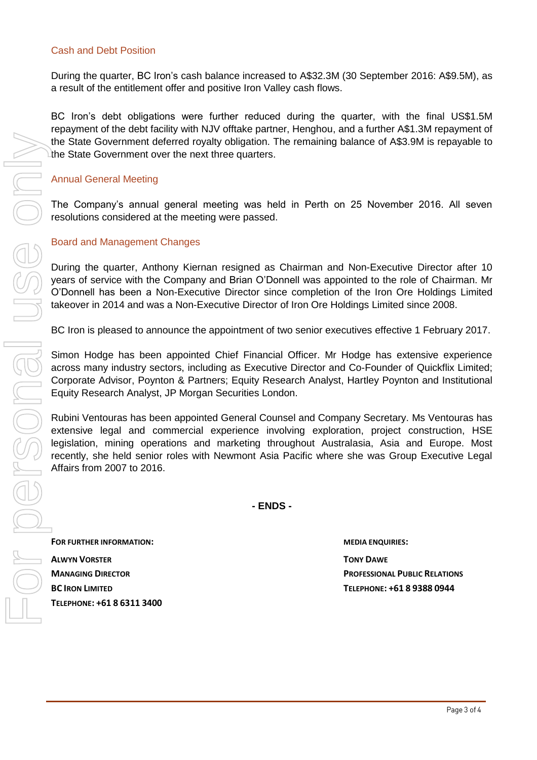## Cash and Debt Position

During the quarter, BC Iron's cash balance increased to A$32.3M (30 September 2016: A$9.5M), as a result of the entitlement offer and positive Iron Valley cash flows.

BC Iron's debt obligations were further reduced during the quarter, with the final US$1.5M repayment of the debt facility with NJV offtake partner, Henghou, and a further A$1.3M repayment of the State Government deferred royalty obligation. The remaining balance of A$3.9M is repayable to the State Government over the next three quarters.

## Annual General Meeting

The Company's annual general meeting was held in Perth on 25 November 2016. All seven resolutions considered at the meeting were passed.

## Board and Management Changes

During the quarter, Anthony Kiernan resigned as Chairman and Non-Executive Director after 10 years of service with the Company and Brian O'Donnell was appointed to the role of Chairman. Mr O'Donnell has been a Non-Executive Director since completion of the Iron Ore Holdings Limited takeover in 2014 and was a Non-Executive Director of Iron Ore Holdings Limited since 2008.

BC Iron is pleased to announce the appointment of two senior executives effective 1 February 2017.

Simon Hodge has been appointed Chief Financial Officer. Mr Hodge has extensive experience across many industry sectors, including as Executive Director and Co-Founder of Quickflix Limited; Corporate Advisor, Poynton & Partners; Equity Research Analyst, Hartley Poynton and Institutional Equity Research Analyst, JP Morgan Securities London.

Rubini Ventouras has been appointed General Counsel and Company Secretary. Ms Ventouras has extensive legal and commercial experience involving exploration, project construction, HSE legislation, mining operations and marketing throughout Australasia, Asia and Europe. Most recently, she held senior roles with Newmont Asia Pacific where she was Group Executive Legal Affairs from 2007 to 2016.

**- ENDS -**

**FOR FURTHER INFORMATION:**
**ALWYN VORSTER**
**MANAGING DIRECTOR**
**BC IRON LIMITED**
**TELEPHONE: +61 8 6311 3400**

**MEDIA ENQUIRIES:**
**TONY DAWE**
**PROFESSIONAL PUBLIC RELATIONS**
**TELEPHONE: +61 8 9388 0944**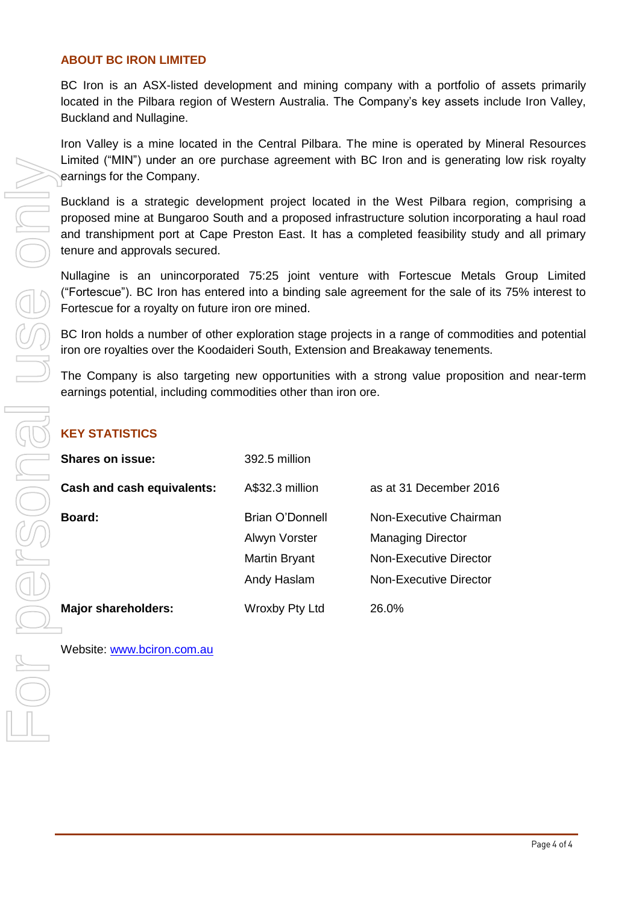## ABOUT BC IRON LIMITED

BC Iron is an ASX-listed development and mining company with a portfolio of assets primarily located in the Pilbara region of Western Australia. The Company's key assets include Iron Valley, Buckland and Nullagine.

Iron Valley is a mine located in the Central Pilbara. The mine is operated by Mineral Resources Limited ("MIN") under an ore purchase agreement with BC Iron and is generating low risk royalty earnings for the Company.

Buckland is a strategic development project located in the West Pilbara region, comprising a proposed mine at Bungaroo South and a proposed infrastructure solution incorporating a haul road and transhipment port at Cape Preston East. It has a completed feasibility study and all primary tenure and approvals secured.

Nullagine is an unincorporated 75:25 joint venture with Fortescue Metals Group Limited ("Fortescue"). BC Iron has entered into a binding sale agreement for the sale of its 75% interest to Fortescue for a royalty on future iron ore mined.

BC Iron holds a number of other exploration stage projects in a range of commodities and potential iron ore royalties over the Koodaideri South, Extension and Breakaway tenements.

The Company is also targeting new opportunities with a strong value proposition and near-term earnings potential, including commodities other than iron ore.

## KEY STATISTICS

| | | |
|---|---|---|
| **Shares on issue:** | 392.5 million | |
| **Cash and cash equivalents:** | A$32.3 million | as at 31 December 2016 |
| **Board:** | Brian O'Donnell | Non-Executive Chairman |
| | Alwyn Vorster | Managing Director |
| | Martin Bryant | Non-Executive Director |
| | Andy Haslam | Non-Executive Director |
| **Major shareholders:** | Wroxby Pty Ltd | 26.0% |

Website: www.bciron.com.au